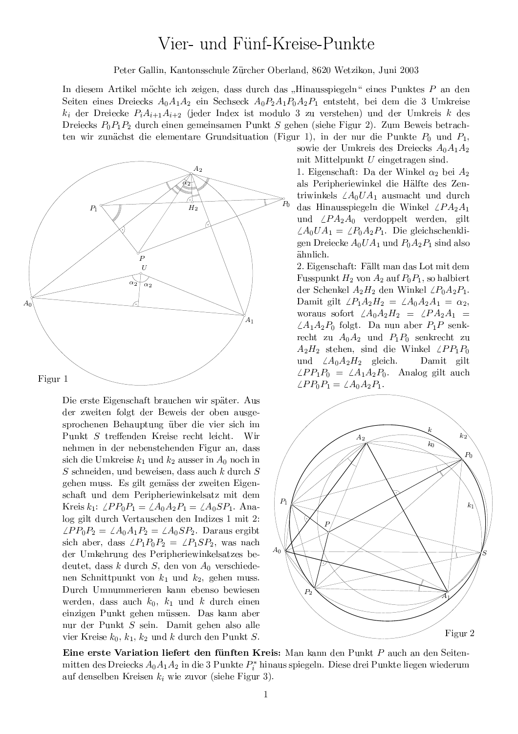# Vier- und Fünf-Kreise-Punkte

Peter Gallin, Kantonsschule Zürcher Oberland, 8620 Wetzikon, Juni 2003

In diesem Artikel möchte ich zeigen, dass durch das „Hinausspiegeln“ eines Punktes $P$ an den Seiten eines Dreiecks $A_0A_1A_2$ ein Sechseck $A_0P_2A_1P_0A_2P_1$ entsteht, bei dem die 3 Umkreise $k_i$ der Dreiecke $P_iA_{i+1}A_{i+2}$ (jeder Index ist modulo 3 zu verstehen) und der Umkreis $k$ des Dreiecks $P_0P_1P_2$ durch einen gemeinsamen Punkt $S$ gehen (siehe Figur 2). Zum Beweis betrachten wir zunächst die elementare Grundsituation (Figur 1), in der nur die Punkte $P_0$ und $P_1$, sowie der Umkreis des Dreiecks $A_0A_1A_2$ mit Mittelpunkt $U$ eingetragen sind.

Figur 1

1. Eigenschaft: Da der Winkel $\alpha_2$ bei $A_2$ als Peripheriewinkel die Hälfte des Zentriwinkels $\angle A_0UA_1$ ausmacht und durch das Hinausspiegeln die Winkel $\angle PA_2A_1$ und $\angle PA_2A_0$ verdoppelt werden, gilt $\angle A_0UA_1 = \angle P_0A_2P_1$. Die gleichschenkligen Dreiecke $A_0UA_1$ und $P_0A_2P_1$ sind also ähnlich.

2. Eigenschaft: Fällt man das Lot mit dem Fusspunkt $H_2$ von $A_2$ auf $P_0P_1$, so halbiert der Schenkel $A_2H_2$ den Winkel $\angle P_0A_2P_1$. Damit gilt $\angle P_1A_2H_2 = \angle A_0A_2A_1 = \alpha_2$, woraus sofort $\angle A_0A_2H_2 = \angle PA_2A_1 = \angle A_1A_2P_0$ folgt. Da nun aber $P_1P$ senkrecht zu $A_0A_2$ und $P_1P_0$ senkrecht zu $A_2H_2$ stehen, sind die Winkel $\angle PP_1P_0$ und $\angle A_0A_2H_2$ gleich. Damit gilt $\angle PP_1P_0 = \angle A_1A_2P_0$. Analog gilt auch $\angle PP_0P_1 = \angle A_0A_2P_1$.

Die erste Eigenschaft brauchen wir später. Aus der zweiten folgt der Beweis der oben ausgesprochenen Behauptung über die vier sich im Punkt $S$ treffenden Kreise recht leicht. Wir nehmen in der nebenstehenden Figur an, dass sich die Umkreise $k_1$ und $k_2$ ausser in $A_0$ noch in $S$ schneiden, und beweisen, dass auch $k$ durch $S$ gehen muss. Es gilt gemäss der zweiten Eigenschaft und dem Peripheriewinkelsatz mit dem Kreis $k_1$: $\angle PP_0P_1 = \angle A_0A_2P_1 = \angle A_0SP_1$. Analog gilt durch Vertauschen den Indizes 1 mit 2: $\angle PP_0P_2 = \angle A_0A_1P_2 = \angle A_0SP_2$. Daraus ergibt sich aber, dass $\angle P_1P_0P_2 = \angle P_1SP_2$, was nach der Umkehrung des Peripheriewinkelsatzes bedeutet, dass $k$ durch $S$, den von $A_0$ verschiedenen Schnittpunkt von $k_1$ und $k_2$, gehen muss. Durch Umnummerieren kann ebenso bewiesen werden, dass auch $k_0$, $k_1$ und $k$ durch einen einzigen Punkt gehen müssen. Das kann aber nur der Punkt $S$ sein. Damit gehen also alle vier Kreise $k_0$, $k_1$, $k_2$ und $k$ durch den Punkt $S$.

Figur 2

**Eine erste Variation liefert den fünften Kreis:** Man kann den Punkt $P$ auch an den Seitenmitten des Dreiecks $A_0A_1A_2$ in die 3 Punkte $P_i^*$ hinaus spiegeln. Diese drei Punkte liegen wiederum auf denselben Kreisen $k_i$ wie zuvor (siehe Figur 3).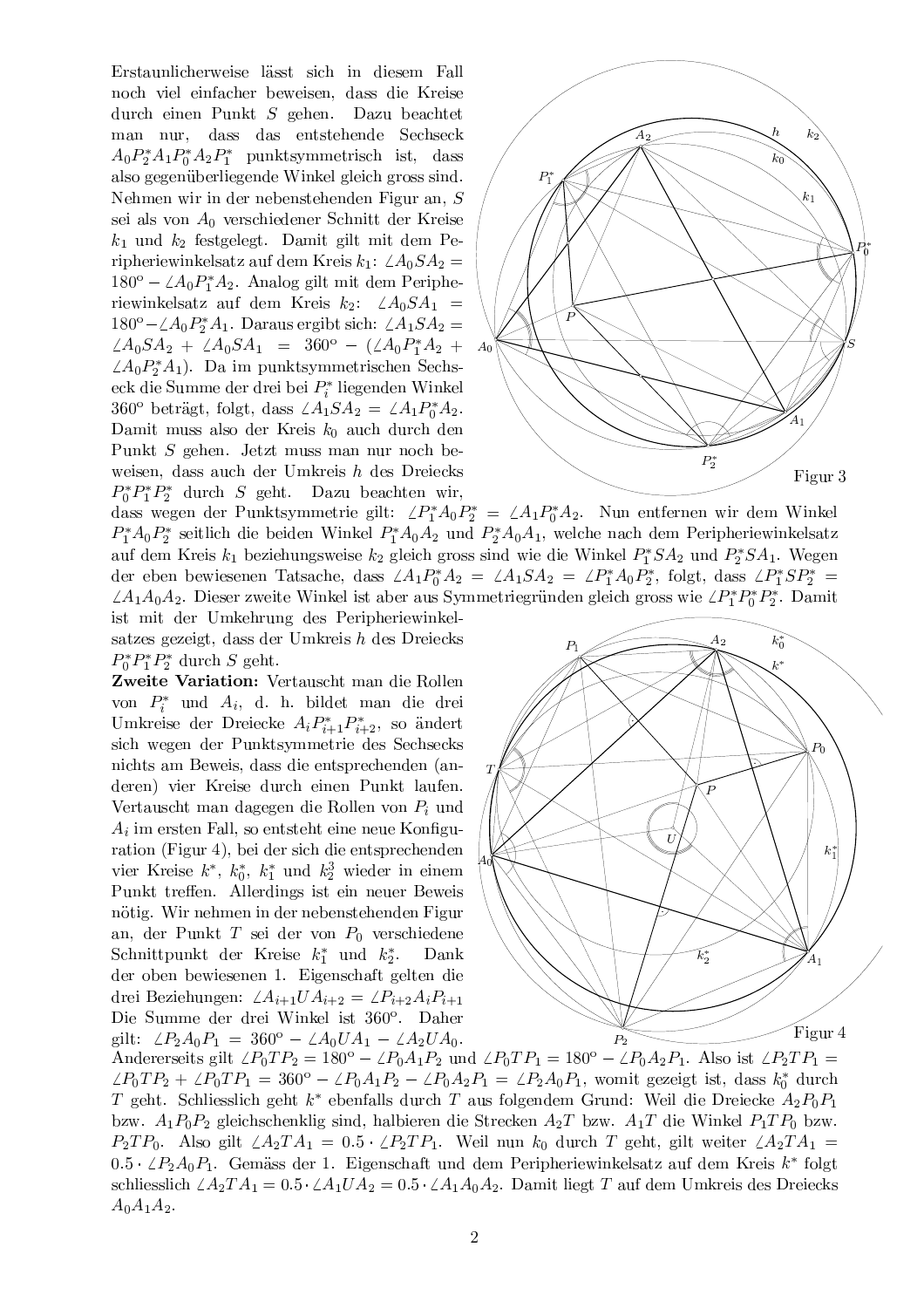Erstaunlicherweise lässt sich in diesem Fall noch viel einfacher beweisen, dass die Kreise durch einen Punkt $S$ gehen. Dazu beachtet man nur, dass das entstehende Sechseck $A_0P_2^*A_1P_0^*A_2P_1^*$ punktsymmetrisch ist, dass also gegenüberliegende Winkel gleich gross sind. Nehmen wir in der nebenstehenden Figur an, $S$ sei als von $A_0$ verschiedener Schnitt der Kreise $k_1$ und $k_2$ festgelegt. Damit gilt mit dem Peripheriewinkelsatz auf dem Kreis $k_1$: $\angle A_0SA_2 = 180^\circ - \angle A_0P_1^*A_2$. Analog gilt mit dem Peripheriewinkelsatz auf dem Kreis $k_2$: $\angle A_0SA_1 = 180^\circ - \angle A_0P_2^*A_1$. Daraus ergibt sich: $\angle A_1SA_2 = \angle A_0SA_2 + \angle A_0SA_1 = 360^\circ - (\angle A_0P_1^*A_2 + \angle A_0P_2^*A_1)$. Da im punktsymmetrischen Sechseck die Summe der drei bei $P_i^*$ liegenden Winkel $360^\circ$ beträgt, folgt, dass $\angle A_1SA_2 = \angle A_1P_0^*A_2$. Damit muss also der Kreis $k_0$ auch durch den Punkt $S$ gehen. Jetzt muss man nur noch beweisen, dass auch der Umkreis $h$ des Dreiecks $P_0^*P_1^*P_2^*$ durch $S$ geht. Dazu beachten wir, dass wegen der Punktsymmetrie gilt: $\angle P_1^*A_0P_2^* = \angle A_1P_0^*A_2$. Nun entfernen wir dem Winkel $P_1^*A_0P_2^*$ seitlich die beiden Winkel $P_1^*A_0A_2$ und $P_2^*A_0A_1$, welche nach dem Peripheriewinkelsatz auf dem Kreis $k_1$ beziehungsweise $k_2$ gleich gross sind wie die Winkel $P_1^*SA_2$ und $P_2^*SA_1$. Wegen der eben bewiesenen Tatsache, dass $\angle A_1P_0^*A_2 = \angle A_1SA_2 = \angle P_1^*A_0P_2^*$, folgt, dass $\angle P_1^*SP_2^* = \angle A_1A_0A_2$. Dieser zweite Winkel ist aber aus Symmetriegründen gleich gross wie $\angle P_1^*P_0^*P_2^*$. Damit ist mit der Umkehrung des Peripheriewinkelsatzes gezeigt, dass der Umkreis $h$ des Dreiecks $P_0^*P_1^*P_2^*$ durch $S$ geht.

Figur 3

**Zweite Variation:** Vertauscht man die Rollen von $P_i^*$ und $A_i$, d. h. bildet man die drei Umkreise der Dreiecke $A_iP_{i+1}^*P_{i+2}^*$, so ändert sich wegen der Punktsymmetrie des Sechsecks nichts am Beweis, dass die entsprechenden (anderen) vier Kreise durch einen Punkt laufen. Vertauscht man dagegen die Rollen von $P_i$ und $A_i$ im ersten Fall, so entsteht eine neue Konfiguration (Figur 4), bei der sich die entsprechenden vier Kreise $k^*$, $k_0^*$, $k_1^*$ und $k_2^3$ wieder in einem Punkt treffen. Allerdings ist ein neuer Beweis nötig. Wir nehmen in der nebenstehenden Figur an, der Punkt $T$ sei der von $P_0$ verschiedene Schnittpunkt der Kreise $k_1^*$ und $k_2^*$. Dank der oben bewiesenen 1. Eigenschaft gelten die drei Beziehungen: $\angle A_{i+1}UA_{i+2} = \angle P_{i+2}A_iP_{i+1}$ Die Summe der drei Winkel ist $360^\circ$. Daher gilt: $\angle P_2A_0P_1 = 360^\circ - \angle A_0UA_1 - \angle A_2UA_0$. Andererseits gilt $\angle P_0TP_2 = 180^\circ - \angle P_0A_1P_2$ und $\angle P_0TP_1 = 180^\circ - \angle P_0A_2P_1$. Also ist $\angle P_2TP_1 = \angle P_0TP_2 + \angle P_0TP_1 = 360^\circ - \angle P_0A_1P_2 - \angle P_0A_2P_1 = \angle P_2A_0P_1$, womit gezeigt ist, dass $k_0^*$ durch $T$ geht. Schliesslich geht $k^*$ ebenfalls durch $T$ aus folgendem Grund: Weil die Dreiecke $A_2P_0P_1$ bzw. $A_1P_0P_2$ gleichschenklig sind, halbieren die Strecken $A_2T$ bzw. $A_1T$ die Winkel $P_1TP_0$ bzw. $P_2TP_0$. Also gilt $\angle A_2TA_1 = 0.5 \cdot \angle P_2TP_1$. Weil nun $k_0$ durch $T$ geht, gilt weiter $\angle A_2TA_1 = 0.5 \cdot \angle P_2A_0P_1$. Gemäss der 1. Eigenschaft und dem Peripheriewinkelsatz auf dem Kreis $k^*$ folgt schliesslich $\angle A_2TA_1 = 0.5 \cdot \angle A_1UA_2 = 0.5 \cdot \angle A_1A_0A_2$. Damit liegt $T$ auf dem Umkreis des Dreiecks $A_0A_1A_2$.

Figur 4